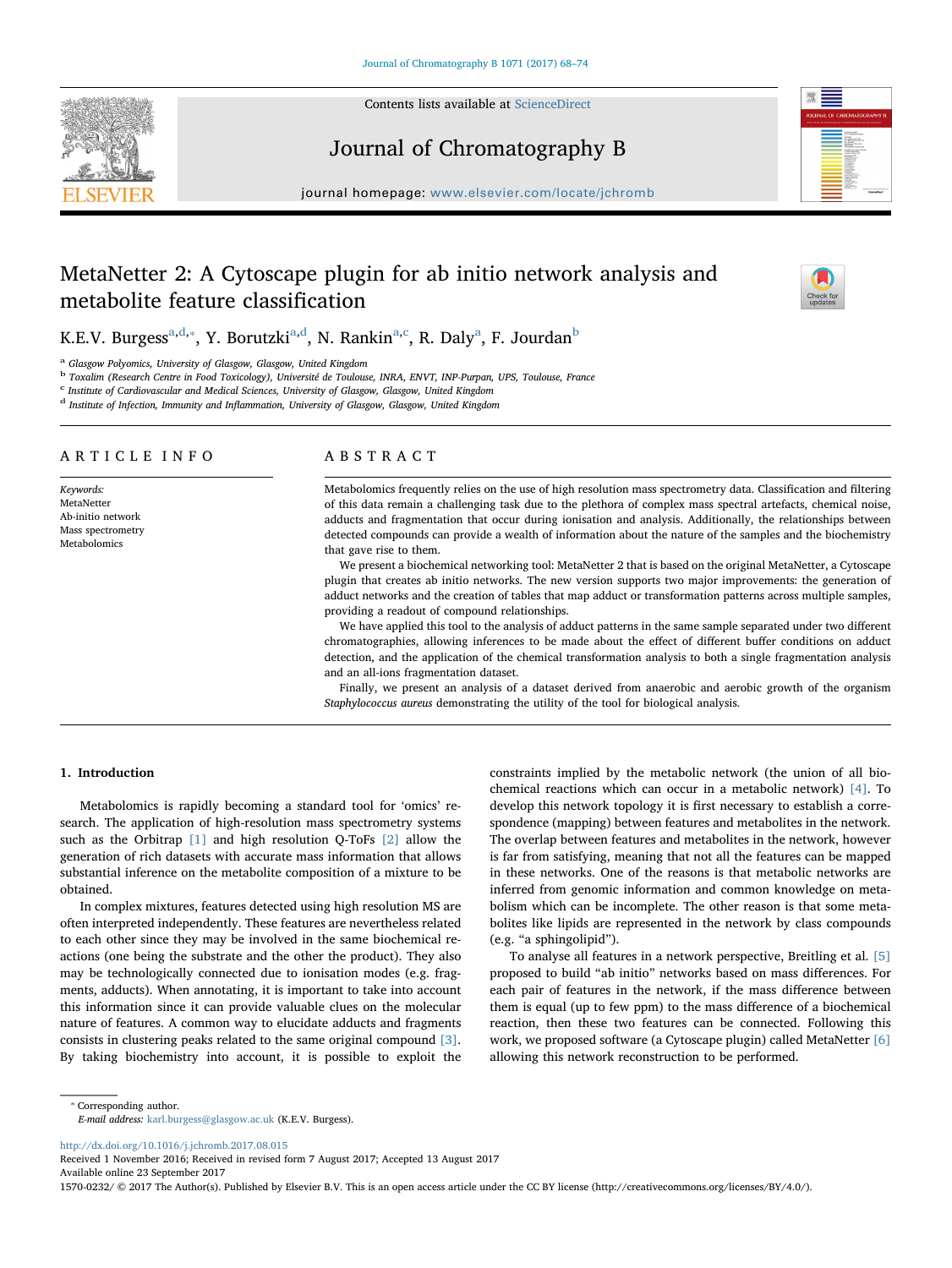# MetaNetter 2: A Cytoscape plugin for ab initio network analysis and metabolite feature classification

K.E.V. Burgess[a,d,*], Y. Borutzki[a,d], N. Rankin[a,c], R. Daly[a], F. Jourdan[b]

[a] Glasgow Polyomics, University of Glasgow, Glasgow, United Kingdom
[b] Toxalim (Research Centre in Food Toxicology), Université de Toulouse, INRA, ENVT, INP-Purpan, UPS, Toulouse, France
[c] Institute of Cardiovascular and Medical Sciences, University of Glasgow, Glasgow, United Kingdom
[d] Institute of Infection, Immunity and Inflammation, University of Glasgow, Glasgow, United Kingdom

## ARTICLE INFO

*Keywords:*
MetaNetter
Ab-initio network
Mass spectrometry
Metabolomics

## ABSTRACT

Metabolomics frequently relies on the use of high resolution mass spectrometry data. Classification and filtering of this data remain a challenging task due to the plethora of complex mass spectral artefacts, chemical noise, adducts and fragmentation that occur during ionisation and analysis. Additionally, the relationships between detected compounds can provide a wealth of information about the nature of the samples and the biochemistry that gave rise to them.

We present a biochemical networking tool: MetaNetter 2 that is based on the original MetaNetter, a Cytoscape plugin that creates ab initio networks. The new version supports two major improvements: the generation of adduct networks and the creation of tables that map adduct or transformation patterns across multiple samples, providing a readout of compound relationships.

We have applied this tool to the analysis of adduct patterns in the same sample separated under two different chromatographies, allowing inferences to be made about the effect of different buffer conditions on adduct detection, and the application of the chemical transformation analysis to both a single fragmentation analysis and an all-ions fragmentation dataset.

Finally, we present an analysis of a dataset derived from anaerobic and aerobic growth of the organism *Staphylococcus aureus* demonstrating the utility of the tool for biological analysis.

## 1. Introduction

Metabolomics is rapidly becoming a standard tool for 'omics' research. The application of high-resolution mass spectrometry systems such as the Orbitrap [1] and high resolution Q-ToFs [2] allow the generation of rich datasets with accurate mass information that allows substantial inference on the metabolite composition of a mixture to be obtained.

In complex mixtures, features detected using high resolution MS are often interpreted independently. These features are nevertheless related to each other since they may be involved in the same biochemical reactions (one being the substrate and the other the product). They also may be technologically connected due to ionisation modes (e.g. fragments, adducts). When annotating, it is important to take into account this information since it can provide valuable clues on the molecular nature of features. A common way to elucidate adducts and fragments consists in clustering peaks related to the same original compound [3]. By taking biochemistry into account, it is possible to exploit the constraints implied by the metabolic network (the union of all biochemical reactions which can occur in a metabolic network) [4]. To develop this network topology it is first necessary to establish a correspondence (mapping) between features and metabolites in the network. The overlap between features and metabolites in the network, however is far from satisfying, meaning that not all the features can be mapped in these networks. One of the reasons is that metabolic networks are inferred from genomic information and common knowledge on metabolism which can be incomplete. The other reason is that some metabolites like lipids are represented in the network by class compounds (e.g. "a sphingolipid").

To analyse all features in a network perspective, Breitling et al. [5] proposed to build "ab initio" networks based on mass differences. For each pair of features in the network, if the mass difference between them is equal (up to few ppm) to the mass difference of a biochemical reaction, then these two features can be connected. Following this work, we proposed software (a Cytoscape plugin) called MetaNetter [6] allowing this network reconstruction to be performed.

---

* Corresponding author.
*E-mail address:* karl.burgess@glasgow.ac.uk (K.E.V. Burgess).

http://dx.doi.org/10.1016/j.jchromb.2017.08.015
Received 1 November 2016; Received in revised form 7 August 2017; Accepted 13 August 2017
Available online 23 September 2017
1570-0232/ © 2017 The Author(s). Published by Elsevier B.V. This is an open access article under the CC BY license (http://creativecommons.org/licenses/BY/4.0/).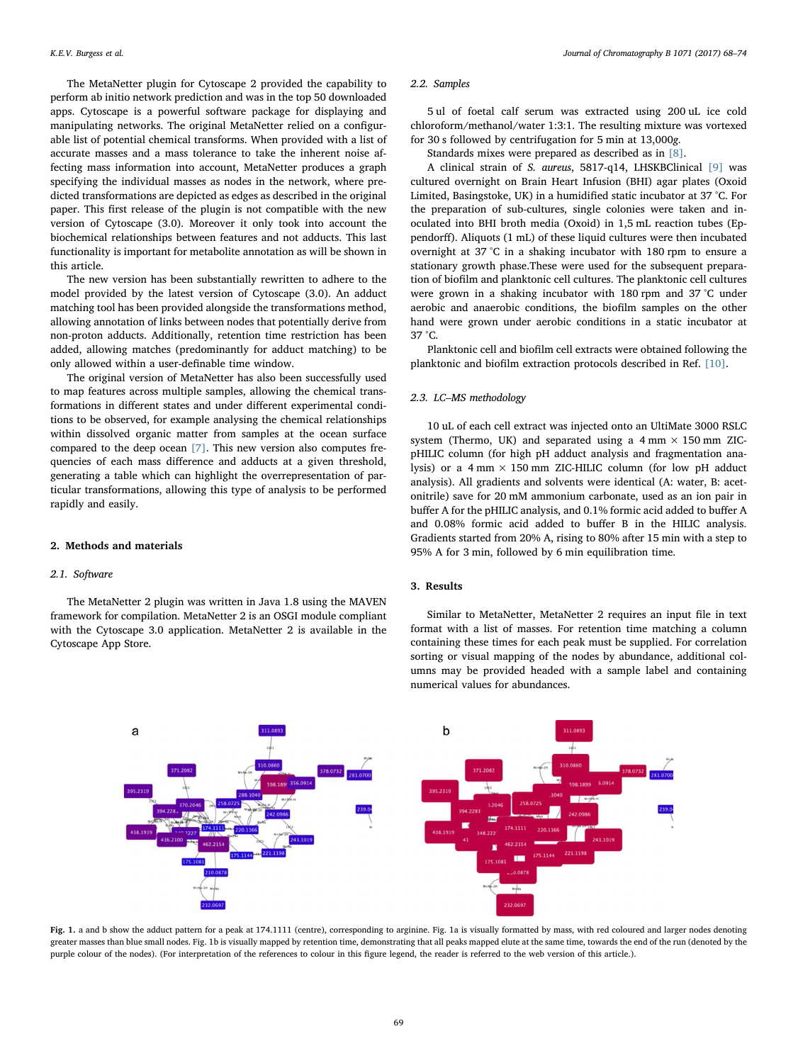The MetaNetter plugin for Cytoscape 2 provided the capability to perform ab initio network prediction and was in the top 50 downloaded apps. Cytoscape is a powerful software package for displaying and manipulating networks. The original MetaNetter relied on a configurable list of potential chemical transforms. When provided with a list of accurate masses and a mass tolerance to take the inherent noise affecting mass information into account, MetaNetter produces a graph specifying the individual masses as nodes in the network, where predicted transformations are depicted as edges as described in the original paper. This first release of the plugin is not compatible with the new version of Cytoscape (3.0). Moreover it only took into account the biochemical relationships between features and not adducts. This last functionality is important for metabolite annotation as will be shown in this article.

The new version has been substantially rewritten to adhere to the model provided by the latest version of Cytoscape (3.0). An adduct matching tool has been provided alongside the transformations method, allowing annotation of links between nodes that potentially derive from non-proton adducts. Additionally, retention time restriction has been added, allowing matches (predominantly for adduct matching) to be only allowed within a user-definable time window.

The original version of MetaNetter has also been successfully used to map features across multiple samples, allowing the chemical transformations in different states and under different experimental conditions to be observed, for example analysing the chemical relationships within dissolved organic matter from samples at the ocean surface compared to the deep ocean [7]. This new version also computes frequencies of each mass difference and adducts at a given threshold, generating a table which can highlight the overrepresentation of particular transformations, allowing this type of analysis to be performed rapidly and easily.

## 2. Methods and materials

### 2.1. Software

The MetaNetter 2 plugin was written in Java 1.8 using the MAVEN framework for compilation. MetaNetter 2 is an OSGI module compliant with the Cytoscape 3.0 application. MetaNetter 2 is available in the Cytoscape App Store.

### 2.2. Samples

5 ul of foetal calf serum was extracted using 200 uL ice cold chloroform/methanol/water 1:3:1. The resulting mixture was vortexed for 30 s followed by centrifugation for 5 min at 13,000*g*.

Standards mixes were prepared as described as in [8].

A clinical strain of *S. aureus*, 5817-q14, LHSKBClinical [9] was cultured overnight on Brain Heart Infusion (BHI) agar plates (Oxoid Limited, Basingstoke, UK) in a humidified static incubator at 37 °C. For the preparation of sub-cultures, single colonies were taken and inoculated into BHI broth media (Oxoid) in 1,5 mL reaction tubes (Eppendorff). Aliquots (1 mL) of these liquid cultures were then incubated overnight at 37 °C in a shaking incubator with 180 rpm to ensure a stationary growth phase.These were used for the subsequent preparation of biofilm and planktonic cell cultures. The planktonic cell cultures were grown in a shaking incubator with 180 rpm and 37 °C under aerobic and anaerobic conditions, the biofilm samples on the other hand were grown under aerobic conditions in a static incubator at 37 °C.

Planktonic cell and biofilm cell extracts were obtained following the planktonic and biofilm extraction protocols described in Ref. [10].

### 2.3. LC–MS methodology

10 uL of each cell extract was injected onto an UltiMate 3000 RSLC system (Thermo, UK) and separated using a 4 mm × 150 mm ZIC-pHILIC column (for high pH adduct analysis and fragmentation analysis) or a 4 mm × 150 mm ZIC-HILIC column (for low pH adduct analysis). All gradients and solvents were identical (A: water, B: acetonitrile) save for 20 mM ammonium carbonate, used as an ion pair in buffer A for the pHILIC analysis, and 0.1% formic acid added to buffer A and 0.08% formic acid added to buffer B in the HILIC analysis. Gradients started from 20% A, rising to 80% after 15 min with a step to 95% A for 3 min, followed by 6 min equilibration time.

## 3. Results

Similar to MetaNetter, MetaNetter 2 requires an input file in text format with a list of masses. For retention time matching a column containing these times for each peak must be supplied. For correlation sorting or visual mapping of the nodes by abundance, additional columns may be provided headed with a sample label and containing numerical values for abundances.

**Fig. 1.** a and b show the adduct pattern for a peak at 174.1111 (centre), corresponding to arginine. Fig. 1a is visually formatted by mass, with red coloured and larger nodes denoting greater masses than blue small nodes. Fig. 1b is visually mapped by retention time, demonstrating that all peaks mapped elute at the same time, towards the end of the run (denoted by the purple colour of the nodes). (For interpretation of the references to colour in this figure legend, the reader is referred to the web version of this article.).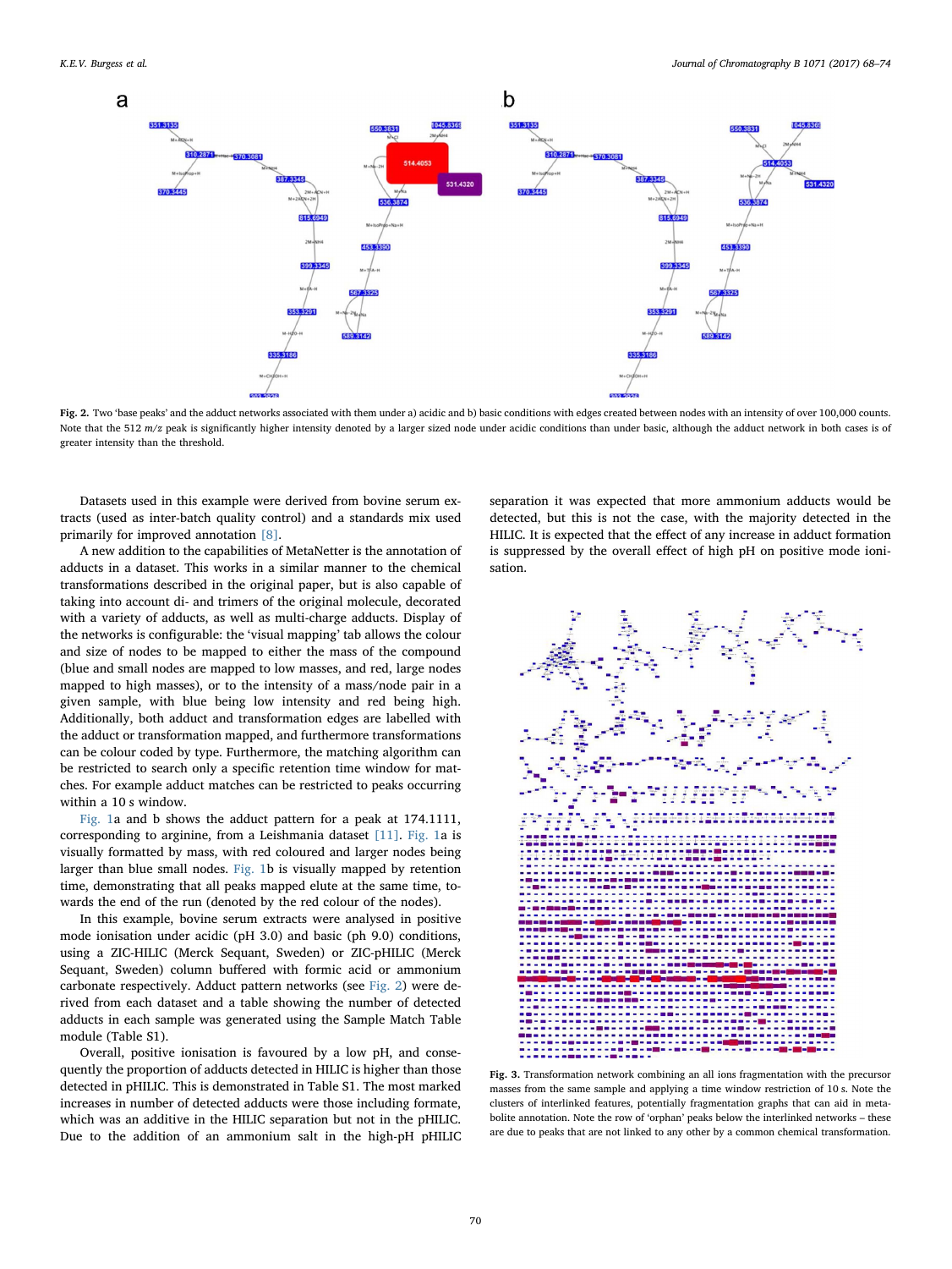Fig. 2. Two 'base peaks' and the adduct networks associated with them under a) acidic and b) basic conditions with edges created between nodes with an intensity of over 100,000 counts. Note that the 512 *m/z* peak is significantly higher intensity denoted by a larger sized node under acidic conditions than under basic, although the adduct network in both cases is of greater intensity than the threshold.

Datasets used in this example were derived from bovine serum extracts (used as inter-batch quality control) and a standards mix used primarily for improved annotation [8].

A new addition to the capabilities of MetaNetter is the annotation of adducts in a dataset. This works in a similar manner to the chemical transformations described in the original paper, but is also capable of taking into account di- and trimers of the original molecule, decorated with a variety of adducts, as well as multi-charge adducts. Display of the networks is configurable: the 'visual mapping' tab allows the colour and size of nodes to be mapped to either the mass of the compound (blue and small nodes are mapped to low masses, and red, large nodes mapped to high masses), or to the intensity of a mass/node pair in a given sample, with blue being low intensity and red being high. Additionally, both adduct and transformation edges are labelled with the adduct or transformation mapped, and furthermore transformations can be colour coded by type. Furthermore, the matching algorithm can be restricted to search only a specific retention time window for matches. For example adduct matches can be restricted to peaks occurring within a 10 s window.

Fig. 1a and b shows the adduct pattern for a peak at 174.1111, corresponding to arginine, from a Leishmania dataset [11]. Fig. 1a is visually formatted by mass, with red coloured and larger nodes being larger than blue small nodes. Fig. 1b is visually mapped by retention time, demonstrating that all peaks mapped elute at the same time, towards the end of the run (denoted by the red colour of the nodes).

In this example, bovine serum extracts were analysed in positive mode ionisation under acidic (pH 3.0) and basic (ph 9.0) conditions, using a ZIC-HILIC (Merck Sequant, Sweden) or ZIC-pHILIC (Merck Sequant, Sweden) column buffered with formic acid or ammonium carbonate respectively. Adduct pattern networks (see Fig. 2) were derived from each dataset and a table showing the number of detected adducts in each sample was generated using the Sample Match Table module (Table S1).

Overall, positive ionisation is favoured by a low pH, and consequently the proportion of adducts detected in HILIC is higher than those detected in pHILIC. This is demonstrated in Table S1. The most marked increases in number of detected adducts were those including formate, which was an additive in the HILIC separation but not in the pHILIC. Due to the addition of an ammonium salt in the high-pH pHILIC separation it was expected that more ammonium adducts would be detected, but this is not the case, with the majority detected in the HILIC. It is expected that the effect of any increase in adduct formation is suppressed by the overall effect of high pH on positive mode ionisation.

Fig. 3. Transformation network combining an all ions fragmentation with the precursor masses from the same sample and applying a time window restriction of 10 s. Note the clusters of interlinked features, potentially fragmentation graphs that can aid in metabolite annotation. Note the row of 'orphan' peaks below the interlinked networks – these are due to peaks that are not linked to any other by a common chemical transformation.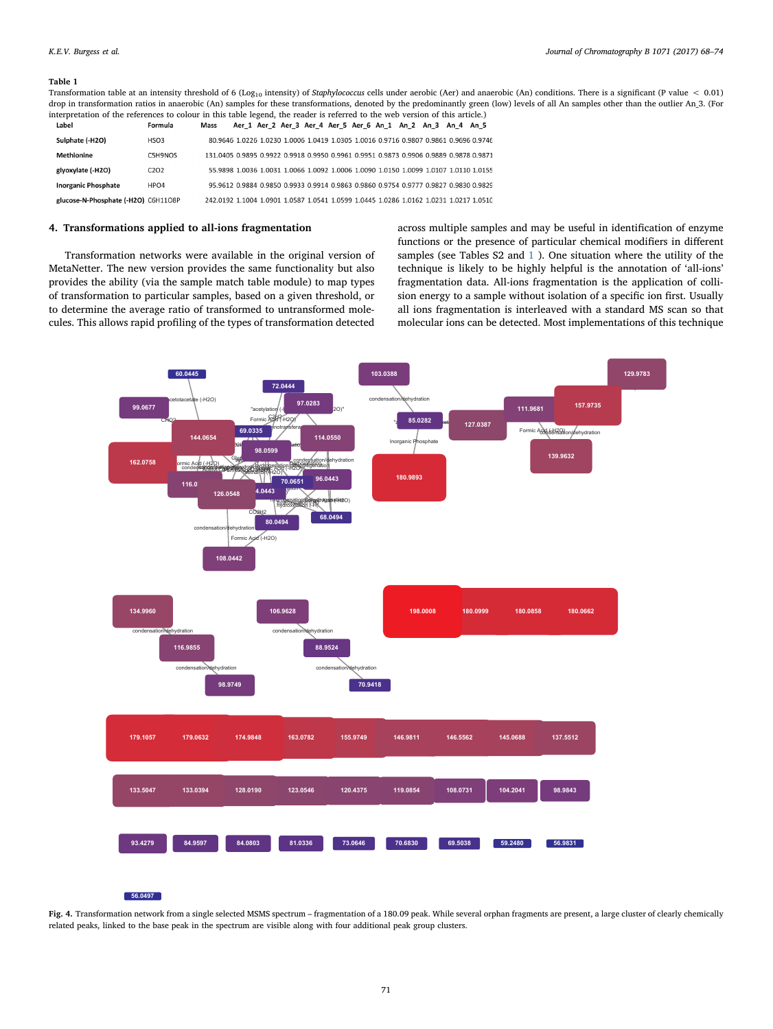**Table 1**

Transformation table at an intensity threshold of 6 ($Log_{10}$ intensity) of *Staphylococcus* cells under aerobic (Aer) and anaerobic (An) conditions. There is a significant (P value < 0.01) drop in transformation ratios in anaerobic (An) samples for these transformations, denoted by the predominantly green (low) levels of all An samples other than the outlier An_3. (For interpretation of the references to colour in this table legend, the reader is referred to the web version of this article.)

| Label | Formula | Mass | Aer_1 | Aer_2 | Aer_3 | Aer_4 | Aer_5 | Aer_6 | An_1 | An_2 | An_3 | An_4 | An_5 |
|---|---|---|---|---|---|---|---|---|---|---|---|---|---|
| Sulphate (-H2O) | HSO3 | 80.9646 | 1.0226 | 1.0230 | 1.0006 | 1.0419 | 1.0305 | 1.0016 | 0.9716 | 0.9807 | 0.9861 | 0.9696 | 0.9746 |
| Methionine | C5H9NOS | 131.0405 | 0.9895 | 0.9922 | 0.9918 | 0.9950 | 0.9961 | 0.9951 | 0.9873 | 0.9906 | 0.9889 | 0.9878 | 0.9871 |
| glyoxylate (-H2O) | C2O2 | 55.9898 | 1.0036 | 1.0031 | 1.0066 | 1.0092 | 1.0006 | 1.0090 | 1.0150 | 1.0099 | 1.0107 | 1.0110 | 1.0155 |
| Inorganic Phosphate | HPO4 | 95.9612 | 0.9884 | 0.9850 | 0.9933 | 0.9914 | 0.9863 | 0.9860 | 0.9754 | 0.9777 | 0.9827 | 0.9830 | 0.9829 |
| glucose-N-Phosphate (-H2O) | C6H11O8P | 242.0192 | 1.1004 | 1.0901 | 1.0587 | 1.0541 | 1.0599 | 1.0445 | 1.0286 | 1.0162 | 1.0231 | 1.0217 | 1.0510 |

## 4. Transformations applied to all-ions fragmentation

Transformation networks were available in the original version of MetaNetter. The new version provides the same functionality but also provides the ability (via the sample match table module) to map types of transformation to particular samples, based on a given threshold, or to determine the average ratio of transformed to untransformed molecules. This allows rapid profiling of the types of transformation detected across multiple samples and may be useful in identification of enzyme functions or the presence of particular chemical modifiers in different samples (see Tables S2 and 1 ). One situation where the utility of the technique is likely to be highly helpful is the annotation of 'all-ions' fragmentation data. All-ions fragmentation is the application of collision energy to a sample without isolation of a specific ion first. Usually all ions fragmentation is interleaved with a standard MS scan so that molecular ions can be detected. Most implementations of this technique

**Fig. 4.** Transformation network from a single selected MSMS spectrum – fragmentation of a 180.09 peak. While several orphan fragments are present, a large cluster of clearly chemically related peaks, linked to the base peak in the spectrum are visible along with four additional peak group clusters.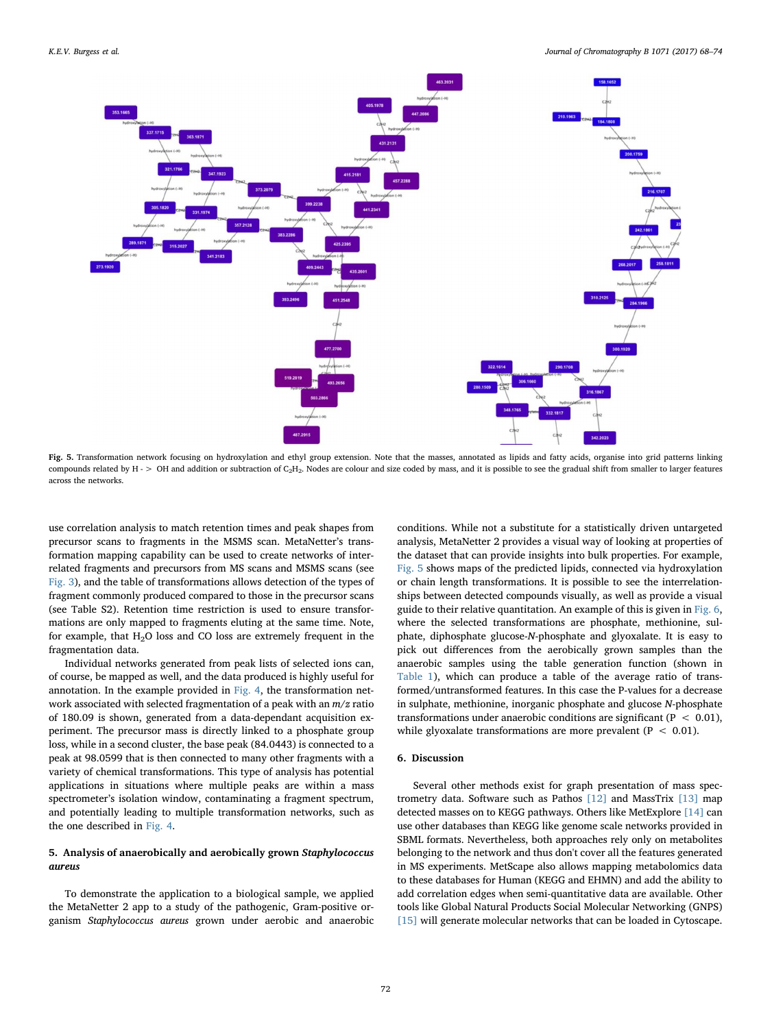Fig. 5. Transformation network focusing on hydroxylation and ethyl group extension. Note that the masses, annotated as lipids and fatty acids, organise into grid patterns linking compounds related by H - > OH and addition or subtraction of $C_2H_2$. Nodes are colour and size coded by mass, and it is possible to see the gradual shift from smaller to larger features across the networks.

use correlation analysis to match retention times and peak shapes from precursor scans to fragments in the MSMS scan. MetaNetter's transformation mapping capability can be used to create networks of interrelated fragments and precursors from MS scans and MSMS scans (see Fig. 3), and the table of transformations allows detection of the types of fragment commonly produced compared to those in the precursor scans (see Table S2). Retention time restriction is used to ensure transformations are only mapped to fragments eluting at the same time. Note, for example, that $H_2O$ loss and CO loss are extremely frequent in the fragmentation data.

Individual networks generated from peak lists of selected ions can, of course, be mapped as well, and the data produced is highly useful for annotation. In the example provided in Fig. 4, the transformation network associated with selected fragmentation of a peak with an $m/z$ ratio of 180.09 is shown, generated from a data-dependant acquisition experiment. The precursor mass is directly linked to a phosphate group loss, while in a second cluster, the base peak (84.0443) is connected to a peak at 98.0599 that is then connected to many other fragments with a variety of chemical transformations. This type of analysis has potential applications in situations where multiple peaks are within a mass spectrometer's isolation window, contaminating a fragment spectrum, and potentially leading to multiple transformation networks, such as the one described in Fig. 4.

## 5. Analysis of anaerobically and aerobically grown *Staphylococcus aureus*

To demonstrate the application to a biological sample, we applied the MetaNetter 2 app to a study of the pathogenic, Gram-positive organism *Staphylococcus aureus* grown under aerobic and anaerobic conditions. While not a substitute for a statistically driven untargeted analysis, MetaNetter 2 provides a visual way of looking at properties of the dataset that can provide insights into bulk properties. For example, Fig. 5 shows maps of the predicted lipids, connected via hydroxylation or chain length transformations. It is possible to see the interrelationships between detected compounds visually, as well as provide a visual guide to their relative quantitation. An example of this is given in Fig. 6, where the selected transformations are phosphate, methionine, sulphate, diphosphate glucose-*N*-phosphate and glyoxalate. It is easy to pick out differences from the aerobically grown samples than the anaerobic samples using the table generation function (shown in Table 1), which can produce a table of the average ratio of transformed/untransformed features. In this case the P-values for a decrease in sulphate, methionine, inorganic phosphate and glucose *N*-phosphate transformations under anaerobic conditions are significant ($P < 0.01$), while glyoxalate transformations are more prevalent ($P < 0.01$).

## 6. Discussion

Several other methods exist for graph presentation of mass spectrometry data. Software such as Pathos [12] and MassTrix [13] map detected masses on to KEGG pathways. Others like MetExplore [14] can use other databases than KEGG like genome scale networks provided in SBML formats. Nevertheless, both approaches rely only on metabolites belonging to the network and thus don't cover all the features generated in MS experiments. MetScape also allows mapping metabolomics data to these databases for Human (KEGG and EHMN) and add the ability to add correlation edges when semi-quantitative data are available. Other tools like Global Natural Products Social Molecular Networking (GNPS) [15] will generate molecular networks that can be loaded in Cytoscape.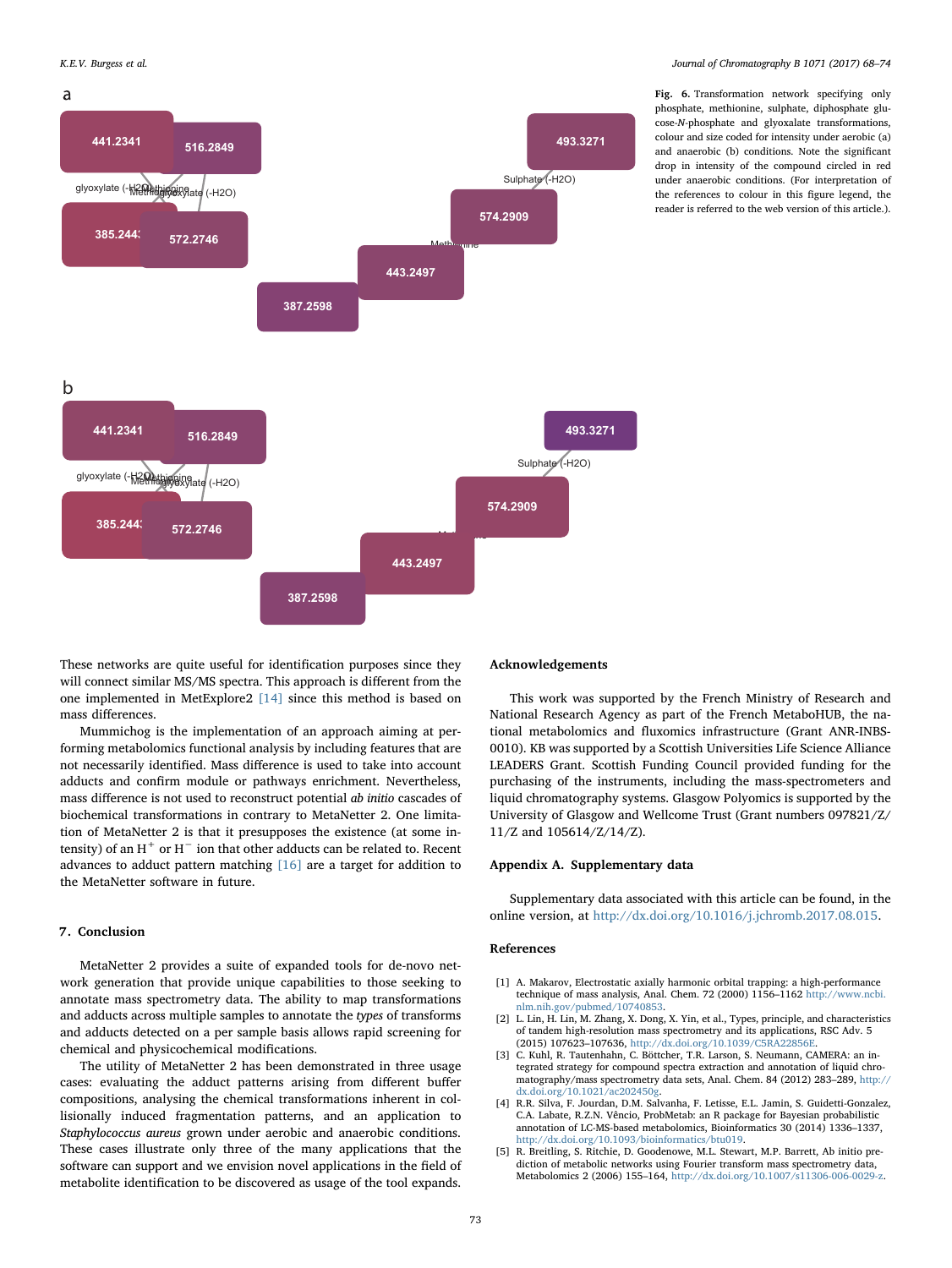Fig. 6. Transformation network specifying only phosphate, methionine, sulphate, diphosphate glucose-*N*-phosphate and glyoxalate transformations, colour and size coded for intensity under aerobic (a) and anaerobic (b) conditions. Note the significant drop in intensity of the compound circled in red under anaerobic conditions. (For interpretation of the references to colour in this figure legend, the reader is referred to the web version of this article.).

These networks are quite useful for identification purposes since they will connect similar MS/MS spectra. This approach is different from the one implemented in MetExplore2 [14] since this method is based on mass differences.

Mummichog is the implementation of an approach aiming at performing metabolomics functional analysis by including features that are not necessarily identified. Mass difference is used to take into account adducts and confirm module or pathways enrichment. Nevertheless, mass difference is not used to reconstruct potential *ab initio* cascades of biochemical transformations in contrary to MetaNetter 2. One limitation of MetaNetter 2 is that it presupposes the existence (at some intensity) of an $H^+$ or $H^-$ ion that other adducts can be related to. Recent advances to adduct pattern matching [16] are a target for addition to the MetaNetter software in future.

## 7. Conclusion

MetaNetter 2 provides a suite of expanded tools for de-novo network generation that provide unique capabilities to those seeking to annotate mass spectrometry data. The ability to map transformations and adducts across multiple samples to annotate the *types* of transforms and adducts detected on a per sample basis allows rapid screening for chemical and physicochemical modifications.

The utility of MetaNetter 2 has been demonstrated in three usage cases: evaluating the adduct patterns arising from different buffer compositions, analysing the chemical transformations inherent in collisionally induced fragmentation patterns, and an application to *Staphylococcus aureus* grown under aerobic and anaerobic conditions. These cases illustrate only three of the many applications that the software can support and we envision novel applications in the field of metabolite identification to be discovered as usage of the tool expands.

## Acknowledgements

This work was supported by the French Ministry of Research and National Research Agency as part of the French MetaboHUB, the national metabolomics and fluxomics infrastructure (Grant ANR-INBS-0010). KB was supported by a Scottish Universities Life Science Alliance LEADERS Grant. Scottish Funding Council provided funding for the purchasing of the instruments, including the mass-spectrometers and liquid chromatography systems. Glasgow Polyomics is supported by the University of Glasgow and Wellcome Trust (Grant numbers 097821/Z/11/Z and 105614/Z/14/Z).

## Appendix A. Supplementary data

Supplementary data associated with this article can be found, in the online version, at http://dx.doi.org/10.1016/j.jchromb.2017.08.015.

## References

[1] A. Makarov, Electrostatic axially harmonic orbital trapping: a high-performance technique of mass analysis, Anal. Chem. 72 (2000) 1156–1162 http://www.ncbi.nlm.nih.gov/pubmed/10740853.

[2] L. Lin, H. Lin, M. Zhang, X. Dong, X. Yin, et al., Types, principle, and characteristics of tandem high-resolution mass spectrometry and its applications, RSC Adv. 5 (2015) 107623–107636, http://dx.doi.org/10.1039/C5RA22856E.

[3] C. Kuhl, R. Tautenhahn, C. Böttcher, T.R. Larson, S. Neumann, CAMERA: an integrated strategy for compound spectra extraction and annotation of liquid chromatography/mass spectrometry data sets, Anal. Chem. 84 (2012) 283–289, http://dx.doi.org/10.1021/ac202450g.

[4] R.R. Silva, F. Jourdan, D.M. Salvanha, F. Letisse, E.L. Jamin, S. Guidetti-Gonzalez, C.A. Labate, R.Z.N. Vêncio, ProbMetab: an R package for Bayesian probabilistic annotation of LC-MS-based metabolomics, Bioinformatics 30 (2014) 1336–1337, http://dx.doi.org/10.1093/bioinformatics/btu019.

[5] R. Breitling, S. Ritchie, D. Goodenowe, M.L. Stewart, M.P. Barrett, Ab initio prediction of metabolic networks using Fourier transform mass spectrometry data, Metabolomics 2 (2006) 155–164, http://dx.doi.org/10.1007/s11306-006-0029-z.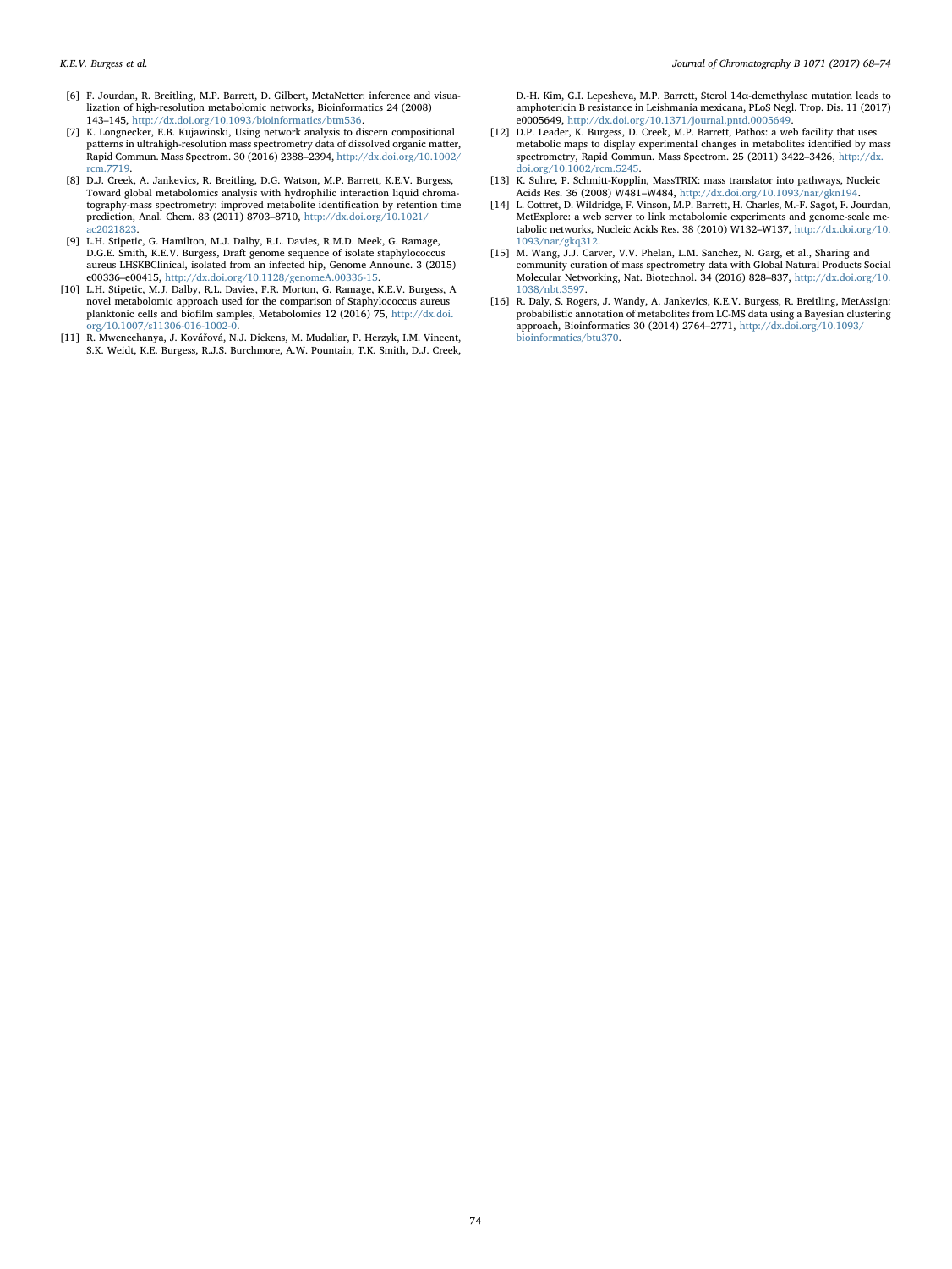[6] F. Jourdan, R. Breitling, M.P. Barrett, D. Gilbert, MetaNetter: inference and visualization of high-resolution metabolomic networks, Bioinformatics 24 (2008) 143–145, http://dx.doi.org/10.1093/bioinformatics/btm536.

[7] K. Longnecker, E.B. Kujawinski, Using network analysis to discern compositional patterns in ultrahigh-resolution mass spectrometry data of dissolved organic matter, Rapid Commun. Mass Spectrom. 30 (2016) 2388–2394, http://dx.doi.org/10.1002/rcm.7719.

[8] D.J. Creek, A. Jankevics, R. Breitling, D.G. Watson, M.P. Barrett, K.E.V. Burgess, Toward global metabolomics analysis with hydrophilic interaction liquid chromatography-mass spectrometry: improved metabolite identification by retention time prediction, Anal. Chem. 83 (2011) 8703–8710, http://dx.doi.org/10.1021/ac2021823.

[9] L.H. Stipetic, G. Hamilton, M.J. Dalby, R.L. Davies, R.M.D. Meek, G. Ramage, D.G.E. Smith, K.E.V. Burgess, Draft genome sequence of isolate staphylococcus aureus LHSKBClinical, isolated from an infected hip, Genome Announc. 3 (2015) e00336–e00415, http://dx.doi.org/10.1128/genomeA.00336-15.

[10] L.H. Stipetic, M.J. Dalby, R.L. Davies, F.R. Morton, G. Ramage, K.E.V. Burgess, A novel metabolomic approach used for the comparison of Staphylococcus aureus planktonic cells and biofilm samples, Metabolomics 12 (2016) 75, http://dx.doi.org/10.1007/s11306-016-1002-0.

[11] R. Mwenechanya, J. Kovářová, N.J. Dickens, M. Mudaliar, P. Herzyk, I.M. Vincent, S.K. Weidt, K.E. Burgess, R.J.S. Burchmore, A.W. Pountain, T.K. Smith, D.J. Creek, D.-H. Kim, G.I. Lepesheva, M.P. Barrett, Sterol 14α-demethylase mutation leads to amphotericin B resistance in Leishmania mexicana, PLoS Negl. Trop. Dis. 11 (2017) e0005649, http://dx.doi.org/10.1371/journal.pntd.0005649.

[12] D.P. Leader, K. Burgess, D. Creek, M.P. Barrett, Pathos: a web facility that uses metabolic maps to display experimental changes in metabolites identified by mass spectrometry, Rapid Commun. Mass Spectrom. 25 (2011) 3422–3426, http://dx.doi.org/10.1002/rcm.5245.

[13] K. Suhre, P. Schmitt-Kopplin, MassTRIX: mass translator into pathways, Nucleic Acids Res. 36 (2008) W481–W484, http://dx.doi.org/10.1093/nar/gkn194.

[14] L. Cottret, D. Wildridge, F. Vinson, M.P. Barrett, H. Charles, M.-F. Sagot, F. Jourdan, MetExplore: a web server to link metabolomic experiments and genome-scale metabolic networks, Nucleic Acids Res. 38 (2010) W132–W137, http://dx.doi.org/10.1093/nar/gkq312.

[15] M. Wang, J.J. Carver, V.V. Phelan, L.M. Sanchez, N. Garg, et al., Sharing and community curation of mass spectrometry data with Global Natural Products Social Molecular Networking, Nat. Biotechnol. 34 (2016) 828–837, http://dx.doi.org/10.1038/nbt.3597.

[16] R. Daly, S. Rogers, J. Wandy, A. Jankevics, K.E.V. Burgess, R. Breitling, MetAssign: probabilistic annotation of metabolites from LC-MS data using a Bayesian clustering approach, Bioinformatics 30 (2014) 2764–2771, http://dx.doi.org/10.1093/bioinformatics/btu370.